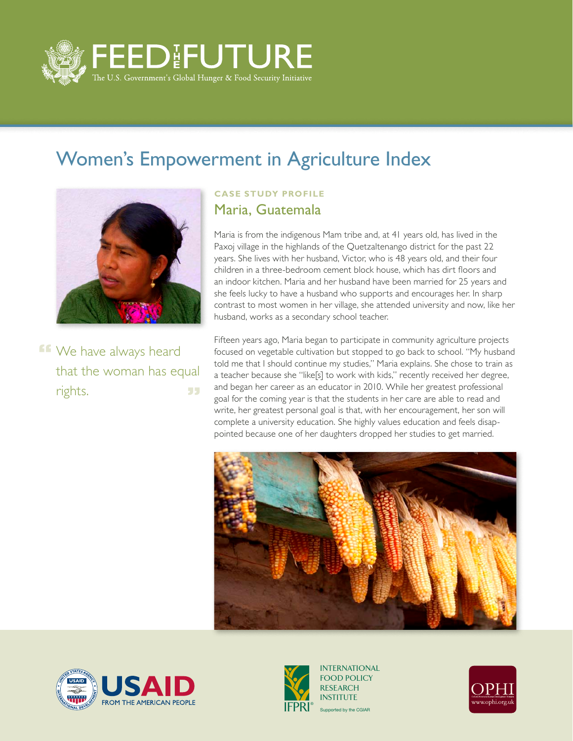FEED THE FUTURE

The U.S. Government's Global Hunger & Food Security Initiative

# Women's Empowerment in Agriculture Index

**CASE STUDY PROFILE**

## Maria, Guatemala

> "We have always heard that the woman has equal rights."

Maria is from the indigenous Mam tribe and, at 41 years old, has lived in the Paxoj village in the highlands of the Quetzaltenango district for the past 22 years. She lives with her husband, Victor, who is 48 years old, and their four children in a three-bedroom cement block house, which has dirt floors and an indoor kitchen. Maria and her husband have been married for 25 years and she feels lucky to have a husband who supports and encourages her. In sharp contrast to most women in her village, she attended university and now, like her husband, works as a secondary school teacher.

Fifteen years ago, Maria began to participate in community agriculture projects focused on vegetable cultivation but stopped to go back to school. "My husband told me that I should continue my studies," Maria explains. She chose to train as a teacher because she "like[s] to work with kids," recently received her degree, and began her career as an educator in 2010. While her greatest professional goal for the coming year is that the students in her care are able to read and write, her greatest personal goal is that, with her encouragement, her son will complete a university education. She highly values education and feels disappointed because one of her daughters dropped her studies to get married.

USAID FROM THE AMERICAN PEOPLE

INTERNATIONAL FOOD POLICY RESEARCH INSTITUTE
IFPRI Supported by the CGIAR

OPHI www.ophi.org.uk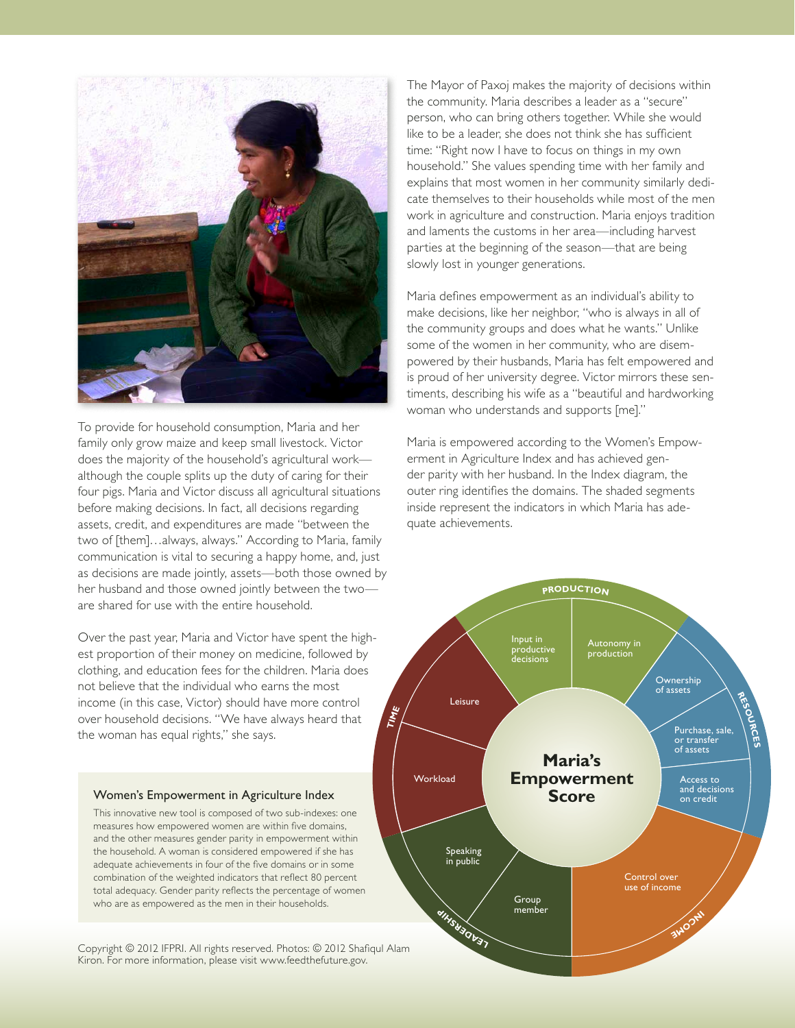To provide for household consumption, Maria and her family only grow maize and keep small livestock. Victor does the majority of the household's agricultural work—although the couple splits up the duty of caring for their four pigs. Maria and Victor discuss all agricultural situations before making decisions. In fact, all decisions regarding assets, credit, and expenditures are made "between the two of [them]…always, always." According to Maria, family communication is vital to securing a happy home, and, just as decisions are made jointly, assets—both those owned by her husband and those owned jointly between the two—are shared for use with the entire household.

Over the past year, Maria and Victor have spent the highest proportion of their money on medicine, followed by clothing, and education fees for the children. Maria does not believe that the individual who earns the most income (in this case, Victor) should have more control over household decisions. "We have always heard that the woman has equal rights," she says.

### Women's Empowerment in Agriculture Index

This innovative new tool is composed of two sub-indexes: one measures how empowered women are within five domains, and the other measures gender parity in empowerment within the household. A woman is considered empowered if she has adequate achievements in four of the five domains or in some combination of the weighted indicators that reflect 80 percent total adequacy. Gender parity reflects the percentage of women who are as empowered as the men in their households.

The Mayor of Paxoj makes the majority of decisions within the community. Maria describes a leader as a "secure" person, who can bring others together. While she would like to be a leader, she does not think she has sufficient time: "Right now I have to focus on things in my own household." She values spending time with her family and explains that most women in her community similarly dedicate themselves to their households while most of the men work in agriculture and construction. Maria enjoys tradition and laments the customs in her area—including harvest parties at the beginning of the season—that are being slowly lost in younger generations.

Maria defines empowerment as an individual's ability to make decisions, like her neighbor, "who is always in all of the community groups and does what he wants." Unlike some of the women in her community, who are disempowered by their husbands, Maria has felt empowered and is proud of her university degree. Victor mirrors these sentiments, describing his wife as a "beautiful and hardworking woman who understands and supports [me]."

Maria is empowered according to the Women's Empowerment in Agriculture Index and has achieved gender parity with her husband. In the Index diagram, the outer ring identifies the domains. The shaded segments inside represent the indicators in which Maria has adequate achievements.

PRODUCTION
Input in productive decisions
Autonomy in production
RESOURCES
Ownership of assets
Purchase, sale, or transfer of assets
Access to and decisions on credit
INCOME
Control over use of income
LEADERSHIP
Group member
Speaking in public
TIME
Workload
Leisure
Maria's Empowerment Score

Copyright © 2012 IFPRI. All rights reserved. Photos: © 2012 Shafiqul Alam Kiron. For more information, please visit www.feedthefuture.gov.